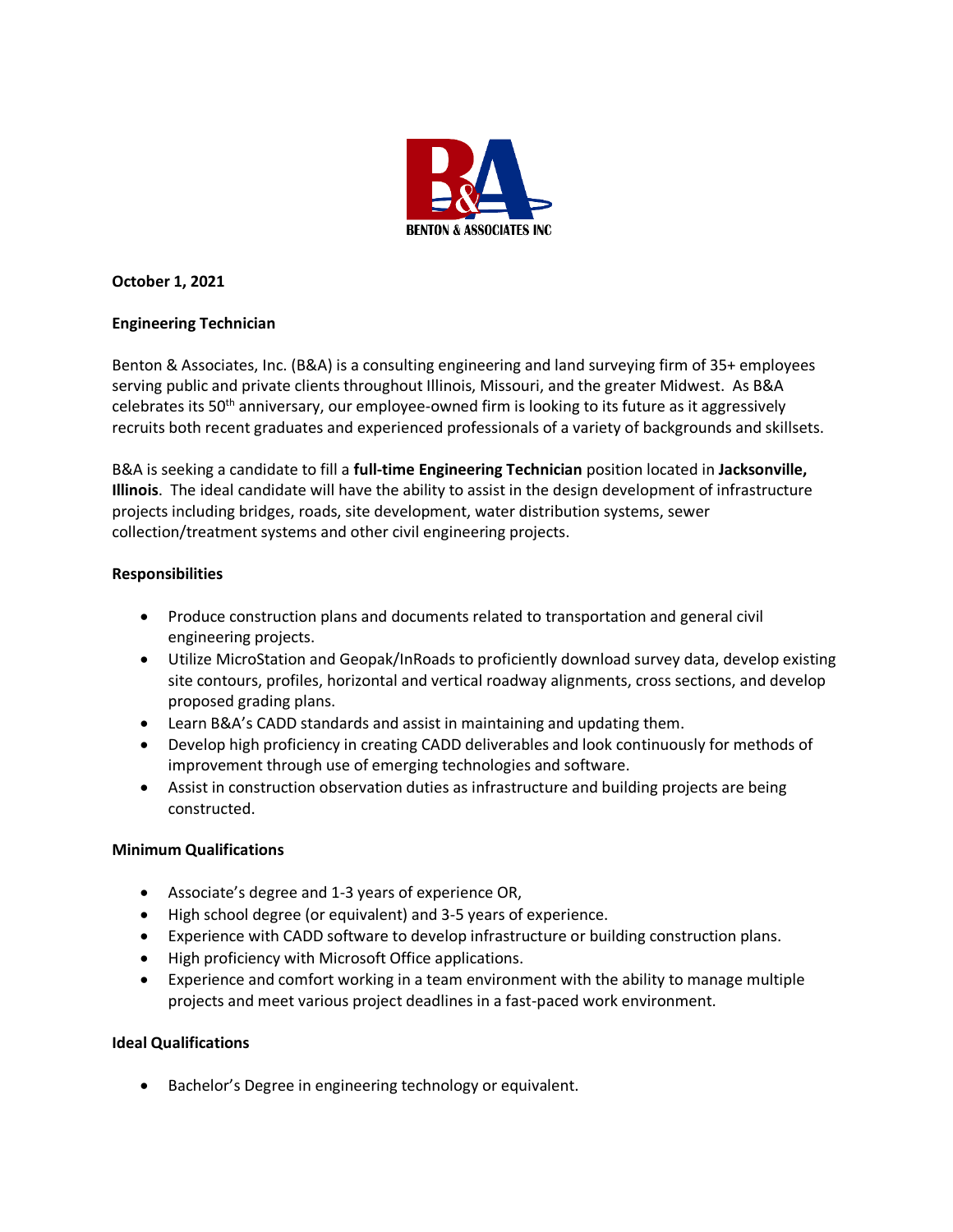BENTON & ASSOCIATES INC

**October 1, 2021**

**Engineering Technician**

Benton & Associates, Inc. (B&A) is a consulting engineering and land surveying firm of 35+ employees serving public and private clients throughout Illinois, Missouri, and the greater Midwest. As B&A celebrates its 50th anniversary, our employee-owned firm is looking to its future as it aggressively recruits both recent graduates and experienced professionals of a variety of backgrounds and skillsets.

B&A is seeking a candidate to fill a **full-time Engineering Technician** position located in **Jacksonville, Illinois**. The ideal candidate will have the ability to assist in the design development of infrastructure projects including bridges, roads, site development, water distribution systems, sewer collection/treatment systems and other civil engineering projects.

**Responsibilities**

- Produce construction plans and documents related to transportation and general civil engineering projects.
- Utilize MicroStation and Geopak/InRoads to proficiently download survey data, develop existing site contours, profiles, horizontal and vertical roadway alignments, cross sections, and develop proposed grading plans.
- Learn B&A's CADD standards and assist in maintaining and updating them.
- Develop high proficiency in creating CADD deliverables and look continuously for methods of improvement through use of emerging technologies and software.
- Assist in construction observation duties as infrastructure and building projects are being constructed.

**Minimum Qualifications**

- Associate's degree and 1-3 years of experience OR,
- High school degree (or equivalent) and 3-5 years of experience.
- Experience with CADD software to develop infrastructure or building construction plans.
- High proficiency with Microsoft Office applications.
- Experience and comfort working in a team environment with the ability to manage multiple projects and meet various project deadlines in a fast-paced work environment.

**Ideal Qualifications**

- Bachelor's Degree in engineering technology or equivalent.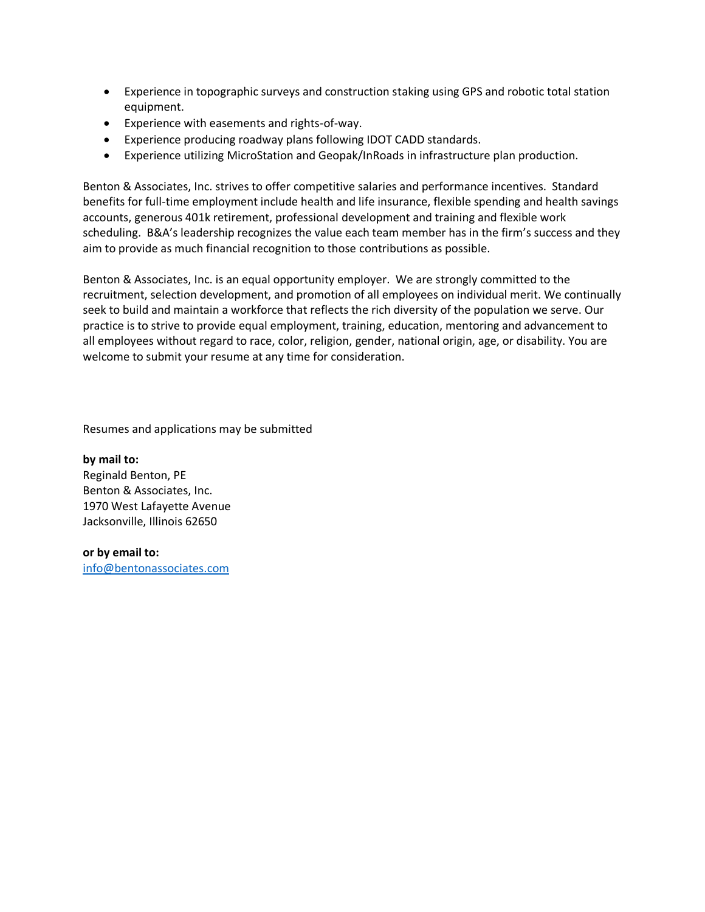- Experience in topographic surveys and construction staking using GPS and robotic total station equipment.
- Experience with easements and rights-of-way.
- Experience producing roadway plans following IDOT CADD standards.
- Experience utilizing MicroStation and Geopak/InRoads in infrastructure plan production.

Benton & Associates, Inc. strives to offer competitive salaries and performance incentives. Standard benefits for full-time employment include health and life insurance, flexible spending and health savings accounts, generous 401k retirement, professional development and training and flexible work scheduling. B&A's leadership recognizes the value each team member has in the firm's success and they aim to provide as much financial recognition to those contributions as possible.

Benton & Associates, Inc. is an equal opportunity employer. We are strongly committed to the recruitment, selection development, and promotion of all employees on individual merit. We continually seek to build and maintain a workforce that reflects the rich diversity of the population we serve. Our practice is to strive to provide equal employment, training, education, mentoring and advancement to all employees without regard to race, color, religion, gender, national origin, age, or disability. You are welcome to submit your resume at any time for consideration.

Resumes and applications may be submitted

**by mail to:**
Reginald Benton, PE
Benton & Associates, Inc.
1970 West Lafayette Avenue
Jacksonville, Illinois 62650

**or by email to:**
info@bentonassociates.com